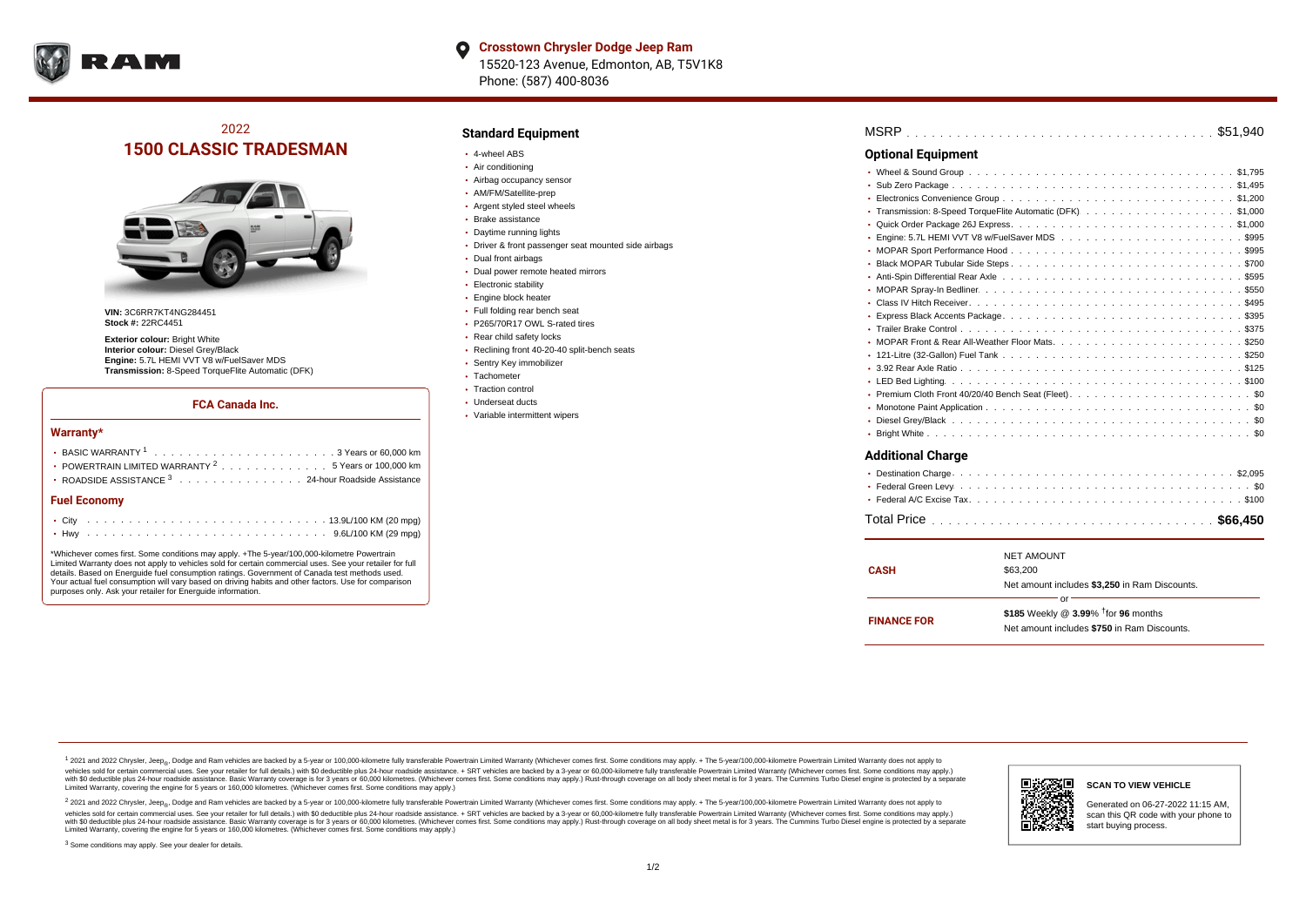**Crosstown Chrysler Dodge Jeep Ram**
15520-123 Avenue, Edmonton, AB, T5V1K8
Phone: (587) 400-8036

## 2022
# 1500 CLASSIC TRADESMAN

**VIN:** 3C6RR7KT4NG284451
**Stock #:** 22RC4451

**Exterior colour:** Bright White
**Interior colour:** Diesel Grey/Black
**Engine:** 5.7L HEMI VVT V8 w/FuelSaver MDS
**Transmission:** 8-Speed TorqueFlite Automatic (DFK)

### FCA Canada Inc.

#### Warranty*

- BASIC WARRANTY [1] . . . . . 3 Years or 60,000 km
- POWERTRAIN LIMITED WARRANTY [2] . . . . . 5 Years or 100,000 km
- ROADSIDE ASSISTANCE [3] . . . . . 24-hour Roadside Assistance

#### Fuel Economy

- City . . . . . 13.9L/100 KM (20 mpg)
- Hwy . . . . . 9.6L/100 KM (29 mpg)

*Whichever comes first. Some conditions may apply. +The 5-year/100,000-kilometre Powertrain Limited Warranty does not apply to vehicles sold for certain commercial uses. See your retailer for full details. Based on Energuide fuel consumption ratings. Government of Canada test methods used. Your actual fuel consumption will vary based on driving habits and other factors. Use for comparison purposes only. Ask your retailer for Energuide information.

## Standard Equipment

- 4-wheel ABS
- Air conditioning
- Airbag occupancy sensor
- AM/FM/Satellite-prep
- Argent styled steel wheels
- Brake assistance
- Daytime running lights
- Driver & front passenger seat mounted side airbags
- Dual front airbags
- Dual power remote heated mirrors
- Electronic stability
- Engine block heater
- Full folding rear bench seat
- P265/70R17 OWL S-rated tires
- Rear child safety locks
- Reclining front 40-20-40 split-bench seats
- Sentry Key immobilizer
- Tachometer
- Traction control
- Underseat ducts
- Variable intermittent wipers

MSRP . . . . . $51,940

## Optional Equipment

- Wheel & Sound Group . . . . . $1,795
- Sub Zero Package . . . . . $1,495
- Electronics Convenience Group . . . . . $1,200
- Transmission: 8-Speed TorqueFlite Automatic (DFK) . . . . . $1,000
- Quick Order Package 26J Express . . . . . $1,000
- Engine: 5.7L HEMI VVT V8 w/FuelSaver MDS . . . . . $995
- MOPAR Sport Performance Hood . . . . . $995
- Black MOPAR Tubular Side Steps . . . . . $700
- Anti-Spin Differential Rear Axle . . . . . $595
- MOPAR Spray-In Bedliner . . . . . $550
- Class IV Hitch Receiver . . . . . $495
- Express Black Accents Package . . . . . $395
- Trailer Brake Control . . . . . $375
- MOPAR Front & Rear All-Weather Floor Mats . . . . . $250
- 121-Litre (32-Gallon) Fuel Tank . . . . . $250
- 3.92 Rear Axle Ratio . . . . . $125
- LED Bed Lighting . . . . . $100
- Premium Cloth Front 40/20/40 Bench Seat (Fleet) . . . . . $0
- Monotone Paint Application . . . . . $0
- Diesel Grey/Black . . . . . $0
- Bright White . . . . . $0

## Additional Charge

- Destination Charge . . . . . $2,095
- Federal Green Levy . . . . . $0
- Federal A/C Excise Tax . . . . . $100

Total Price . . . . . **$66,450**

| | |
|---|---|
| **CASH** | NET AMOUNT<br>$63,200<br>Net amount includes **$3,250** in Ram Discounts. |
| | or |
| **FINANCE FOR** | **$185** Weekly @ **3.99**% †for **96** months<br>Net amount includes **$750** in Ram Discounts. |

[1] 2021 and 2022 Chrysler, Jeep®, Dodge and Ram vehicles are backed by a 5-year or 100,000-kilometre fully transferable Powertrain Limited Warranty (Whichever comes first. Some conditions may apply. + The 5-year/100,000-kilometre Powertrain Limited Warranty does not apply to vehicles sold for certain commercial uses. See your retailer for full details.) with $0 deductible plus 24-hour roadside assistance. + SRT vehicles are backed by a 3-year or 60,000-kilometre fully transferable Powertrain Limited Warranty (Whichever comes first. Some conditions may apply.) with $0 deductible plus 24-hour roadside assistance. Basic Warranty coverage is for 3 years or 60,000 kilometres. (Whichever comes first. Some conditions may apply.) Rust-through coverage on all body sheet metal is for 3 years. The Cummins Turbo Diesel engine is protected by a separate Limited Warranty, covering the engine for 5 years or 160,000 kilometres. (Whichever comes first. Some conditions may apply.)

[2] 2021 and 2022 Chrysler, Jeep®, Dodge and Ram vehicles are backed by a 5-year or 100,000-kilometre fully transferable Powertrain Limited Warranty (Whichever comes first. Some conditions may apply. + The 5-year/100,000-kilometre Powertrain Limited Warranty does not apply to vehicles sold for certain commercial uses. See your retailer for full details.) with $0 deductible plus 24-hour roadside assistance. + SRT vehicles are backed by a 3-year or 60,000-kilometre fully transferable Powertrain Limited Warranty (Whichever comes first. Some conditions may apply.) with $0 deductible plus 24-hour roadside assistance. Basic Warranty coverage is for 3 years or 60,000 kilometres. (Whichever comes first. Some conditions may apply.) Rust-through coverage on all body sheet metal is for 3 years. The Cummins Turbo Diesel engine is protected by a separate Limited Warranty, covering the engine for 5 years or 160,000 kilometres. (Whichever comes first. Some conditions may apply.)

[3] Some conditions may apply. See your dealer for details.

**SCAN TO VIEW VEHICLE**

Generated on 06-27-2022 11:15 AM, scan this QR code with your phone to start buying process.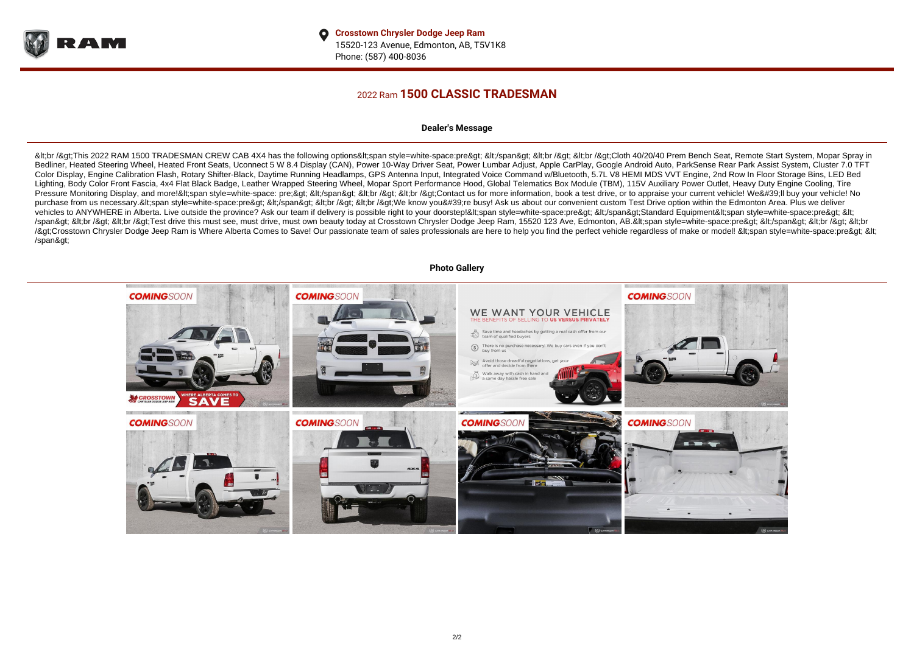**Crosstown Chrysler Dodge Jeep Ram**
15520-123 Avenue, Edmonton, AB, T5V1K8
Phone: (587) 400-8036

# 2022 Ram **1500 CLASSIC TRADESMAN**

## Dealer's Message

&lt;br /&gt;This 2022 RAM 1500 TRADESMAN CREW CAB 4X4 has the following options&lt;span style=white-space:pre&gt; &lt;/span&gt; &lt;br /&gt; &lt;br /&gt;Cloth 40/20/40 Prem Bench Seat, Remote Start System, Mopar Spray in Bedliner, Heated Steering Wheel, Heated Front Seats, Uconnect 5 W 8.4 Display (CAN), Power 10-Way Driver Seat, Power Lumbar Adjust, Apple CarPlay, Google Android Auto, ParkSense Rear Park Assist System, Cluster 7.0 TFT Color Display, Engine Calibration Flash, Rotary Shifter-Black, Daytime Running Headlamps, GPS Antenna Input, Integrated Voice Command w/Bluetooth, 5.7L V8 HEMI MDS VVT Engine, 2nd Row In Floor Storage Bins, LED Bed Lighting, Body Color Front Fascia, 4x4 Flat Black Badge, Leather Wrapped Steering Wheel, Mopar Sport Performance Hood, Global Telematics Box Module (TBM), 115V Auxiliary Power Outlet, Heavy Duty Engine Cooling, Tire Pressure Monitoring Display, and more!&lt;span style=white-space: pre;&gt; &lt;/span&gt; &lt;br /&gt; &lt;br /&gt;Contact us for more information, book a test drive, or to appraise your current vehicle! We&#39;ll buy your vehicle! No purchase from us necessary.&lt;span style=white-space:pre&gt; &lt;/span&gt; &lt;br /&gt; &lt;br /&gt;We know you&#39;re busy! Ask us about our convenient custom Test Drive option within the Edmonton Area. Plus we deliver vehicles to ANYWHERE in Alberta. Live outside the province? Ask our team if delivery is possible right to your doorstep!&lt;span style=white-space:pre&gt; &lt;/span&gt;Standard Equipment&lt;span style=white-space:pre&gt; &lt; /span&gt; &lt;br /&gt; &lt;br /&gt;Test drive this must see, must drive, must own beauty today at Crosstown Chrysler Dodge Jeep Ram, 15520 123 Ave, Edmonton, AB.&lt;span style=white-space:pre&gt; &lt;/span&gt; &lt;br /&gt; &lt;br /&gt;Crosstown Chrysler Dodge Jeep Ram is Where Alberta Comes to Save! Our passionate team of sales professionals are here to help you find the perfect vehicle regardless of make or model! &lt;span style=white-space:pre&gt; &lt; /span&gt;

## Photo Gallery